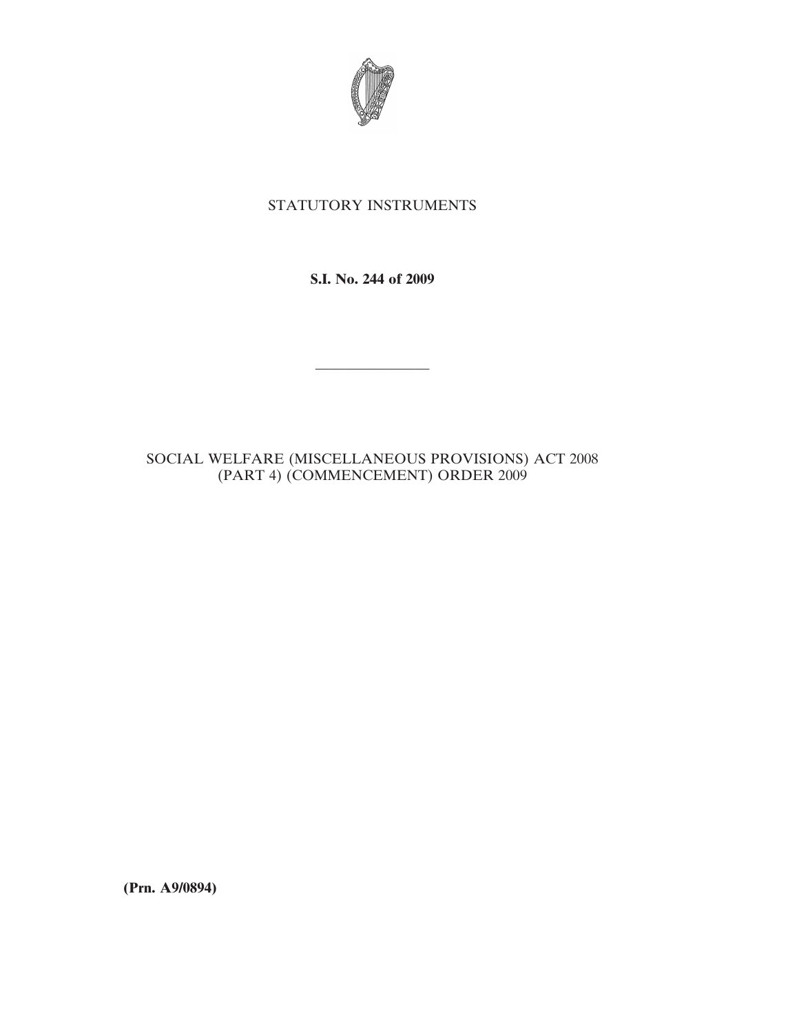STATUTORY INSTRUMENTS

**S.I. No. 244 of 2009**

---

SOCIAL WELFARE (MISCELLANEOUS PROVISIONS) ACT 2008 (PART 4) (COMMENCEMENT) ORDER 2009

**(Prn. A9/0894)**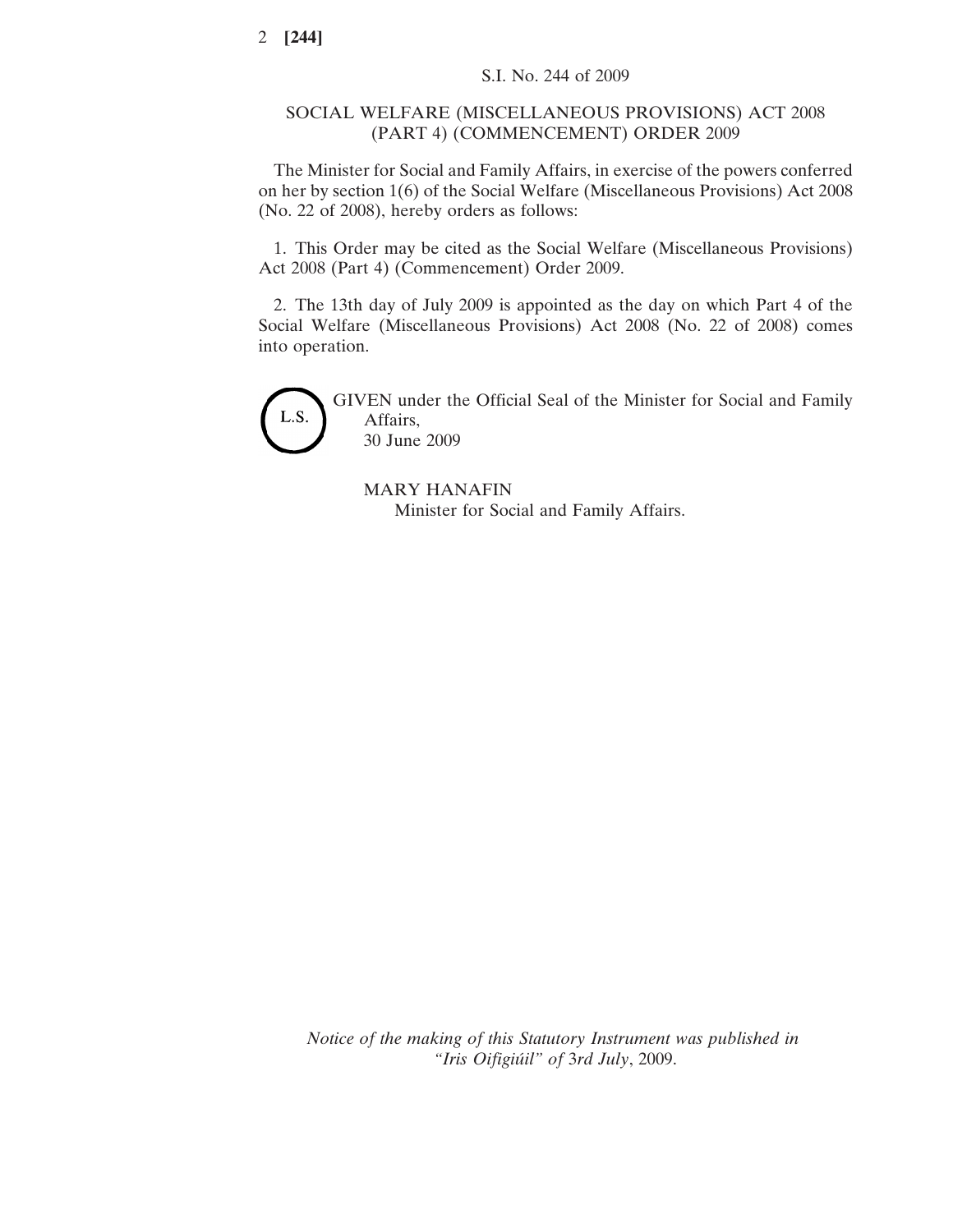S.I. No. 244 of 2009

# SOCIAL WELFARE (MISCELLANEOUS PROVISIONS) ACT 2008 (PART 4) (COMMENCEMENT) ORDER 2009

The Minister for Social and Family Affairs, in exercise of the powers conferred on her by section 1(6) of the Social Welfare (Miscellaneous Provisions) Act 2008 (No. 22 of 2008), hereby orders as follows:

1. This Order may be cited as the Social Welfare (Miscellaneous Provisions) Act 2008 (Part 4) (Commencement) Order 2009.

2. The 13th day of July 2009 is appointed as the day on which Part 4 of the Social Welfare (Miscellaneous Provisions) Act 2008 (No. 22 of 2008) comes into operation.

L.S.

GIVEN under the Official Seal of the Minister for Social and Family Affairs,
30 June 2009

MARY HANAFIN
Minister for Social and Family Affairs.

*Notice of the making of this Statutory Instrument was published in "Iris Oifigiúil" of 3rd July, 2009.*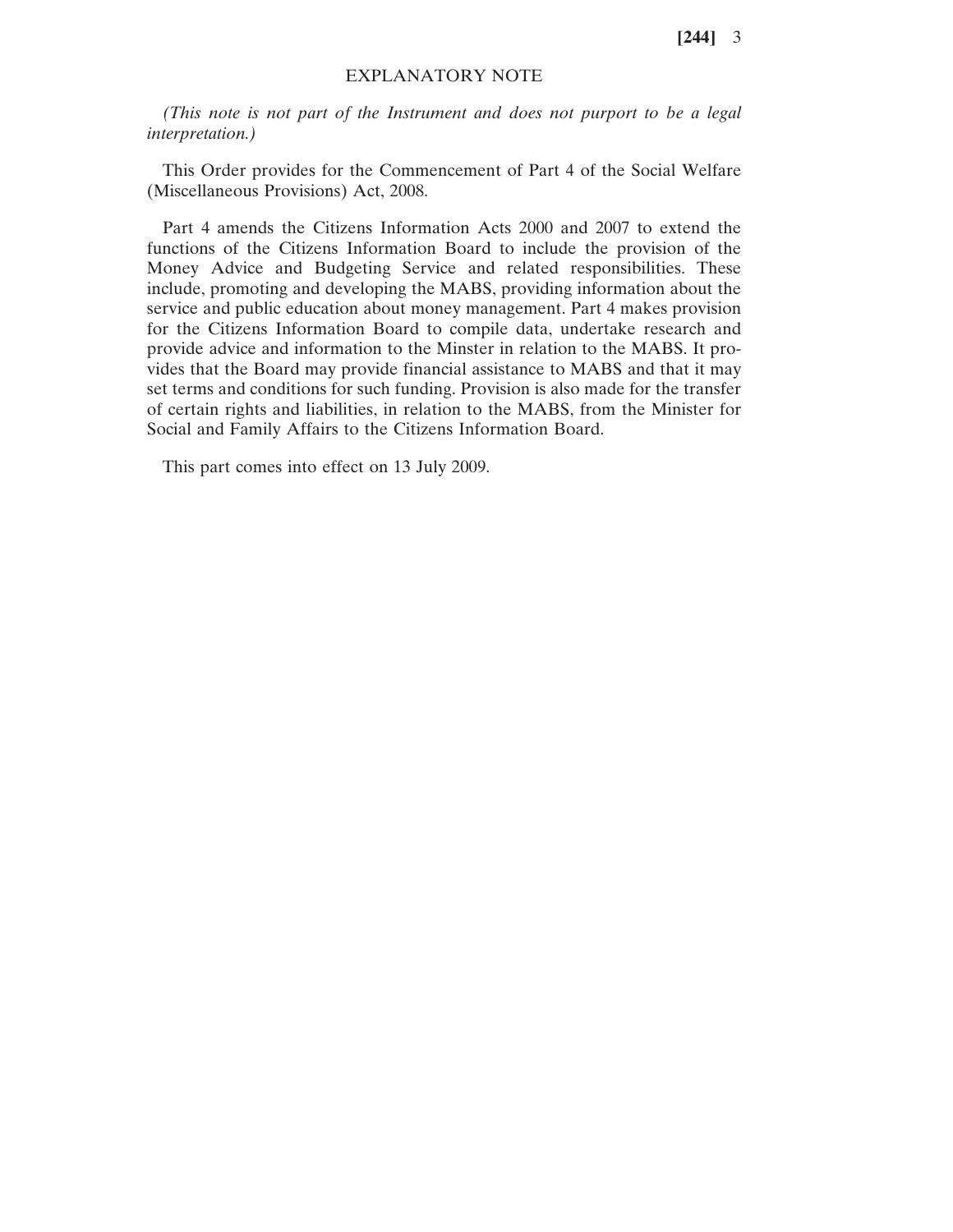## EXPLANATORY NOTE

*(This note is not part of the Instrument and does not purport to be a legal interpretation.)*

This Order provides for the Commencement of Part 4 of the Social Welfare (Miscellaneous Provisions) Act, 2008.

Part 4 amends the Citizens Information Acts 2000 and 2007 to extend the functions of the Citizens Information Board to include the provision of the Money Advice and Budgeting Service and related responsibilities. These include, promoting and developing the MABS, providing information about the service and public education about money management. Part 4 makes provision for the Citizens Information Board to compile data, undertake research and provide advice and information to the Minster in relation to the MABS. It provides that the Board may provide financial assistance to MABS and that it may set terms and conditions for such funding. Provision is also made for the transfer of certain rights and liabilities, in relation to the MABS, from the Minister for Social and Family Affairs to the Citizens Information Board.

This part comes into effect on 13 July 2009.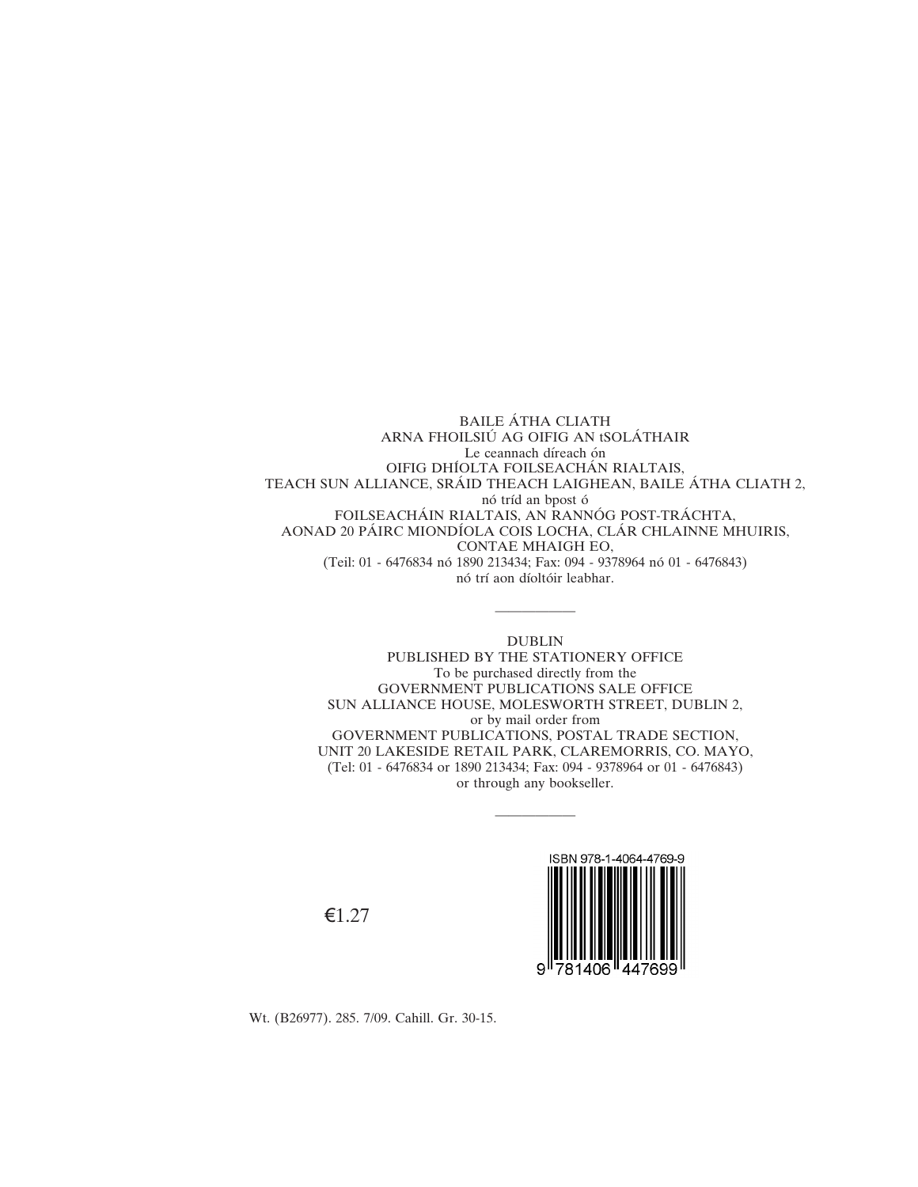BAILE ÁTHA CLIATH
ARNA FHOILSIÚ AG OIFIG AN tSOLÁTHAIR
Le ceannach díreach ón
OIFIG DHÍOLTA FOILSEACHÁN RIALTAIS,
TEACH SUN ALLIANCE, SRÁID THEACH LAIGHEAN, BAILE ÁTHA CLIATH 2,
nó tríd an bpost ó
FOILSEACHÁIN RIALTAIS, AN RANNÓG POST-TRÁCHTA,
AONAD 20 PÁIRC MIONDÍOLA COIS LOCHA, CLÁR CHLAINNE MHUIRIS,
CONTAE MHAIGH EO,
(Teil: 01 - 6476834 nó 1890 213434; Fax: 094 - 9378964 nó 01 - 6476843)
nó trí aon díoltóir leabhar.

---

DUBLIN
PUBLISHED BY THE STATIONERY OFFICE
To be purchased directly from the
GOVERNMENT PUBLICATIONS SALE OFFICE
SUN ALLIANCE HOUSE, MOLESWORTH STREET, DUBLIN 2,
or by mail order from
GOVERNMENT PUBLICATIONS, POSTAL TRADE SECTION,
UNIT 20 LAKESIDE RETAIL PARK, CLAREMORRIS, CO. MAYO,
(Tel: 01 - 6476834 or 1890 213434; Fax: 094 - 9378964 or 01 - 6476843)
or through any bookseller.

---

€1.27

ISBN 978-1-4064-4769-9

9 781406 447699

Wt. (B26977). 285. 7/09. Cahill. Gr. 30-15.